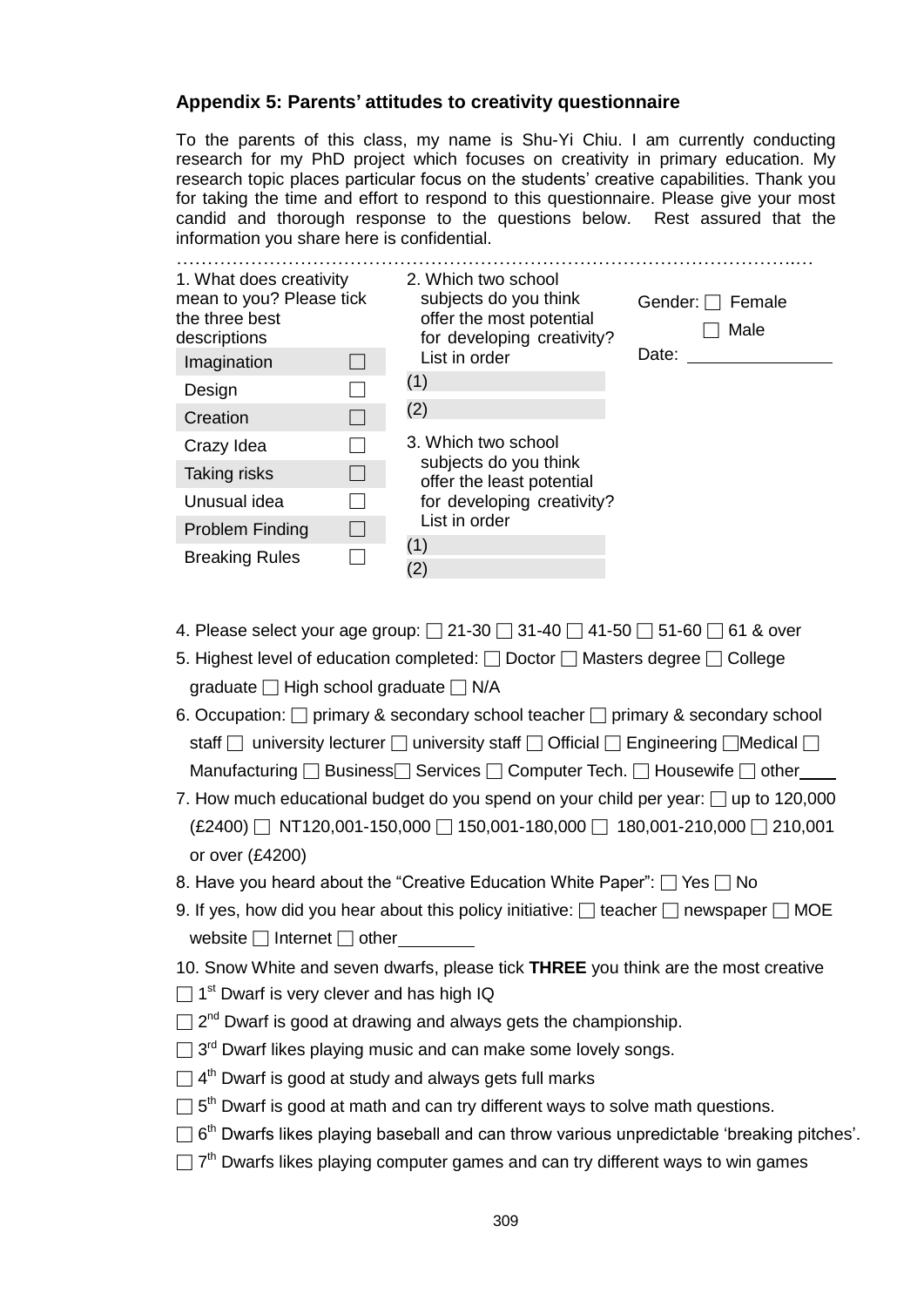## Appendix 5: Parents' attitudes to creativity questionnaire

To the parents of this class, my name is Shu-Yi Chiu. I am currently conducting research for my PhD project which focuses on creativity in primary education. My research topic places particular focus on the students' creative capabilities. Thank you for taking the time and effort to respond to this questionnaire. Please give your most candid and thorough response to the questions below. Rest assured that the information you share here is confidential.

…………………………………………………………………………………………..…

1. What does creativity mean to you? Please tick the three best descriptions

| | |
|---|---|
| Imagination | ☐ |
| Design | ☐ |
| Creation | ☐ |
| Crazy Idea | ☐ |
| Taking risks | ☐ |
| Unusual idea | ☐ |
| Problem Finding | ☐ |
| Breaking Rules | ☐ |

2. Which two school subjects do you think offer the most potential for developing creativity? List in order

(1)

(2)

3. Which two school subjects do you think offer the least potential for developing creativity? List in order

(1)

(2)

Gender: ☐ Female ☐ Male

Date: ________________

4. Please select your age group: ☐ 21-30 ☐ 31-40 ☐ 41-50 ☐ 51-60 ☐ 61 & over

5. Highest level of education completed: ☐ Doctor ☐ Masters degree ☐ College graduate ☐ High school graduate ☐ N/A

6. Occupation: ☐ primary & secondary school teacher ☐ primary & secondary school staff ☐ university lecturer ☐ university staff ☐ Official ☐ Engineering ☐Medical ☐ Manufacturing ☐ Business☐ Services ☐ Computer Tech. ☐ Housewife ☐ other____

7. How much educational budget do you spend on your child per year: ☐ up to 120,000 (£2400) ☐ NT120,001-150,000 ☐ 150,001-180,000 ☐ 180,001-210,000 ☐ 210,001 or over (£4200)

8. Have you heard about the "Creative Education White Paper": ☐ Yes ☐ No

9. If yes, how did you hear about this policy initiative: ☐ teacher ☐ newspaper ☐ MOE website ☐ Internet ☐ other________

10. Snow White and seven dwarfs, please tick **THREE** you think are the most creative

☐ 1st Dwarf is very clever and has high IQ

☐ 2nd Dwarf is good at drawing and always gets the championship.

☐ 3rd Dwarf likes playing music and can make some lovely songs.

☐ 4th Dwarf is good at study and always gets full marks

☐ 5th Dwarf is good at math and can try different ways to solve math questions.

☐ 6th Dwarfs likes playing baseball and can throw various unpredictable 'breaking pitches'.

☐ 7th Dwarfs likes playing computer games and can try different ways to win games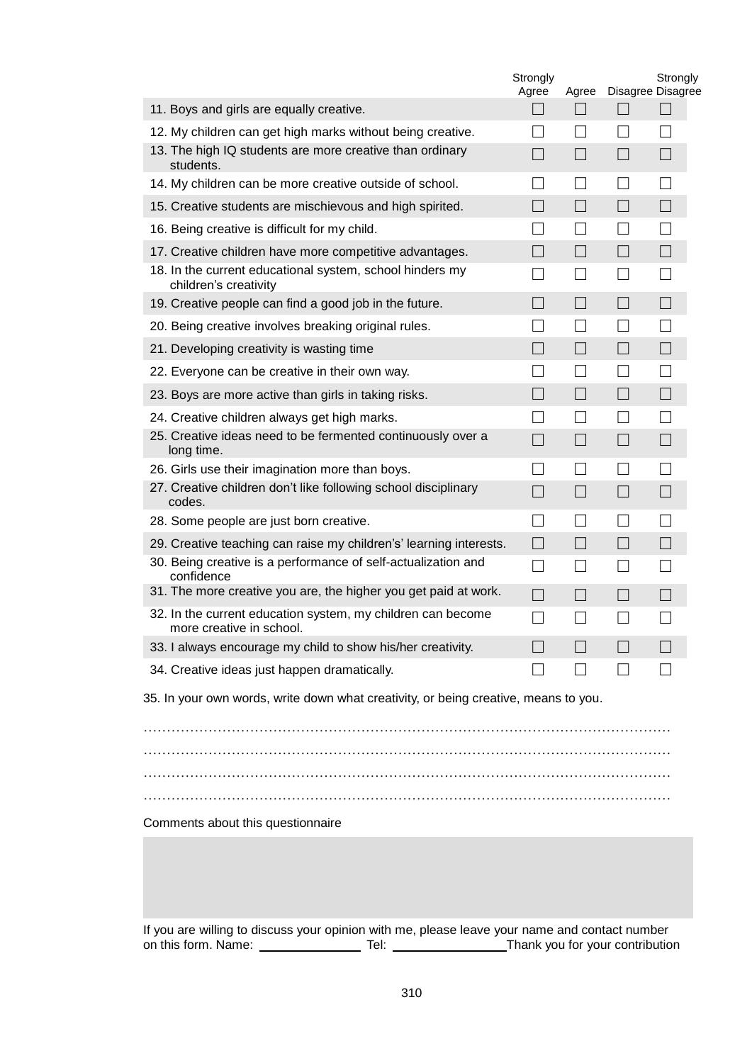| | Strongly Agree | Agree | Disagree | Strongly Disagree |
|---|---|---|---|---|
| 11. Boys and girls are equally creative. | ☐ | ☐ | ☐ | ☐ |
| 12. My children can get high marks without being creative. | ☐ | ☐ | ☐ | ☐ |
| 13. The high IQ students are more creative than ordinary students. | ☐ | ☐ | ☐ | ☐ |
| 14. My children can be more creative outside of school. | ☐ | ☐ | ☐ | ☐ |
| 15. Creative students are mischievous and high spirited. | ☐ | ☐ | ☐ | ☐ |
| 16. Being creative is difficult for my child. | ☐ | ☐ | ☐ | ☐ |
| 17. Creative children have more competitive advantages. | ☐ | ☐ | ☐ | ☐ |
| 18. In the current educational system, school hinders my children's creativity | ☐ | ☐ | ☐ | ☐ |
| 19. Creative people can find a good job in the future. | ☐ | ☐ | ☐ | ☐ |
| 20. Being creative involves breaking original rules. | ☐ | ☐ | ☐ | ☐ |
| 21. Developing creativity is wasting time | ☐ | ☐ | ☐ | ☐ |
| 22. Everyone can be creative in their own way. | ☐ | ☐ | ☐ | ☐ |
| 23. Boys are more active than girls in taking risks. | ☐ | ☐ | ☐ | ☐ |
| 24. Creative children always get high marks. | ☐ | ☐ | ☐ | ☐ |
| 25. Creative ideas need to be fermented continuously over a long time. | ☐ | ☐ | ☐ | ☐ |
| 26. Girls use their imagination more than boys. | ☐ | ☐ | ☐ | ☐ |
| 27. Creative children don't like following school disciplinary codes. | ☐ | ☐ | ☐ | ☐ |
| 28. Some people are just born creative. | ☐ | ☐ | ☐ | ☐ |
| 29. Creative teaching can raise my children's' learning interests. | ☐ | ☐ | ☐ | ☐ |
| 30. Being creative is a performance of self-actualization and confidence | ☐ | ☐ | ☐ | ☐ |
| 31. The more creative you are, the higher you get paid at work. | ☐ | ☐ | ☐ | ☐ |
| 32. In the current education system, my children can become more creative in school. | ☐ | ☐ | ☐ | ☐ |
| 33. I always encourage my child to show his/her creativity. | ☐ | ☐ | ☐ | ☐ |
| 34. Creative ideas just happen dramatically. | ☐ | ☐ | ☐ | ☐ |

35. In your own words, write down what creativity, or being creative, means to you.

…………………………………………………………………………………………………

…………………………………………………………………………………………………

…………………………………………………………………………………………………

…………………………………………………………………………………………………

Comments about this questionnaire

If you are willing to discuss your opinion with me, please leave your name and contact number on this form. Name: ______________ Tel: ________________ Thank you for your contribution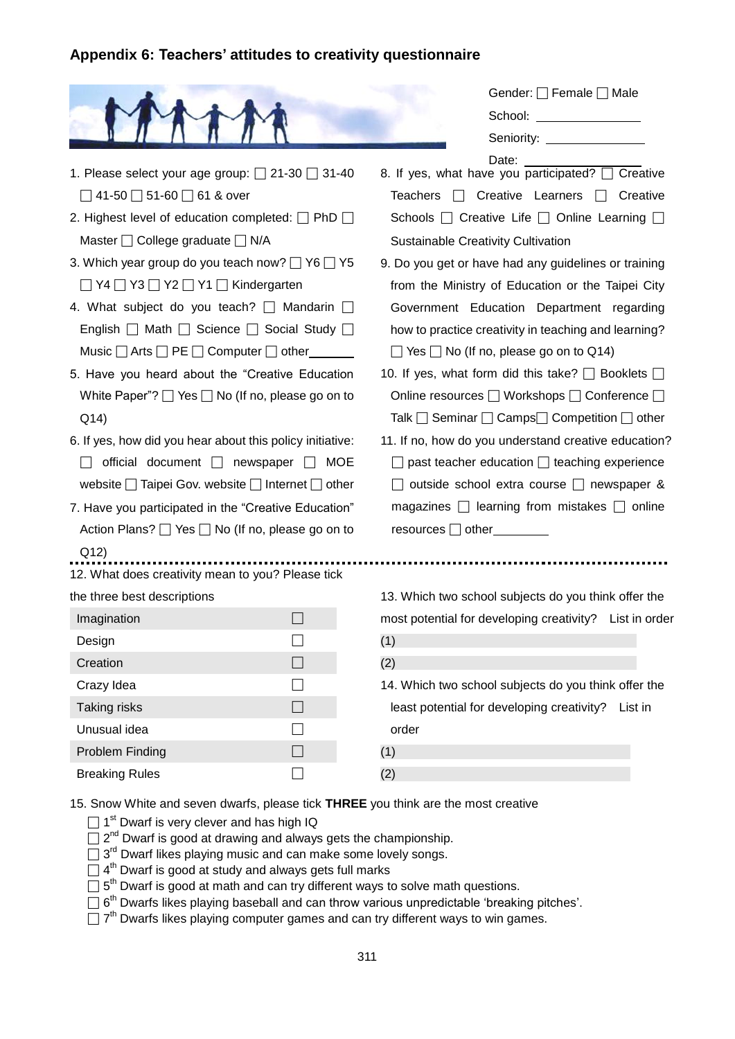## Appendix 6: Teachers' attitudes to creativity questionnaire

Gender: ☐ Female ☐ Male

School: ________

Seniority: ________

Date: ________

1. Please select your age group: ☐ 21-30 ☐ 31-40 ☐ 41-50 ☐ 51-60 ☐ 61 & over
2. Highest level of education completed: ☐ PhD ☐ Master ☐ College graduate ☐ N/A
3. Which year group do you teach now? ☐ Y6 ☐ Y5 ☐ Y4 ☐ Y3 ☐ Y2 ☐ Y1 ☐ Kindergarten
4. What subject do you teach? ☐ Mandarin ☐ English ☐ Math ☐ Science ☐ Social Study ☐ Music ☐ Arts ☐ PE ☐ Computer ☐ other______
5. Have you heard about the "Creative Education White Paper"? ☐ Yes ☐ No (If no, please go on to Q14)
6. If yes, how did you hear about this policy initiative: ☐ official document ☐ newspaper ☐ MOE website ☐ Taipei Gov. website ☐ Internet ☐ other
7. Have you participated in the "Creative Education" Action Plans? ☐ Yes ☐ No (If no, please go on to Q12)
8. If yes, what have you participated? ☐ Creative Teachers ☐ Creative Learners ☐ Creative Schools ☐ Creative Life ☐ Online Learning ☐ Sustainable Creativity Cultivation
9. Do you get or have had any guidelines or training from the Ministry of Education or the Taipei City Government Education Department regarding how to practice creativity in teaching and learning? ☐ Yes ☐ No (If no, please go on to Q14)
10. If yes, what form did this take? ☐ Booklets ☐ Online resources ☐ Workshops ☐ Conference ☐ Talk ☐ Seminar ☐ Camps ☐ Competition ☐ other
11. If no, how do you understand creative education? ☐ past teacher education ☐ teaching experience ☐ outside school extra course ☐ newspaper & magazines ☐ learning from mistakes ☐ online resources ☐ other________

12. What does creativity mean to you? Please tick the three best descriptions

| | |
|---|---|
| Imagination | ☐ |
| Design | ☐ |
| Creation | ☐ |
| Crazy Idea | ☐ |
| Taking risks | ☐ |
| Unusual idea | ☐ |
| Problem Finding | ☐ |
| Breaking Rules | ☐ |

13. Which two school subjects do you think offer the most potential for developing creativity? List in order

(1)

(2)

14. Which two school subjects do you think offer the least potential for developing creativity? List in order

(1)

(2)

15. Snow White and seven dwarfs, please tick **THREE** you think are the most creative

☐ 1st Dwarf is very clever and has high IQ
☐ 2nd Dwarf is good at drawing and always gets the championship.
☐ 3rd Dwarf likes playing music and can make some lovely songs.
☐ 4th Dwarf is good at study and always gets full marks
☐ 5th Dwarf is good at math and can try different ways to solve math questions.
☐ 6th Dwarfs likes playing baseball and can throw various unpredictable 'breaking pitches'.
☐ 7th Dwarfs likes playing computer games and can try different ways to win games.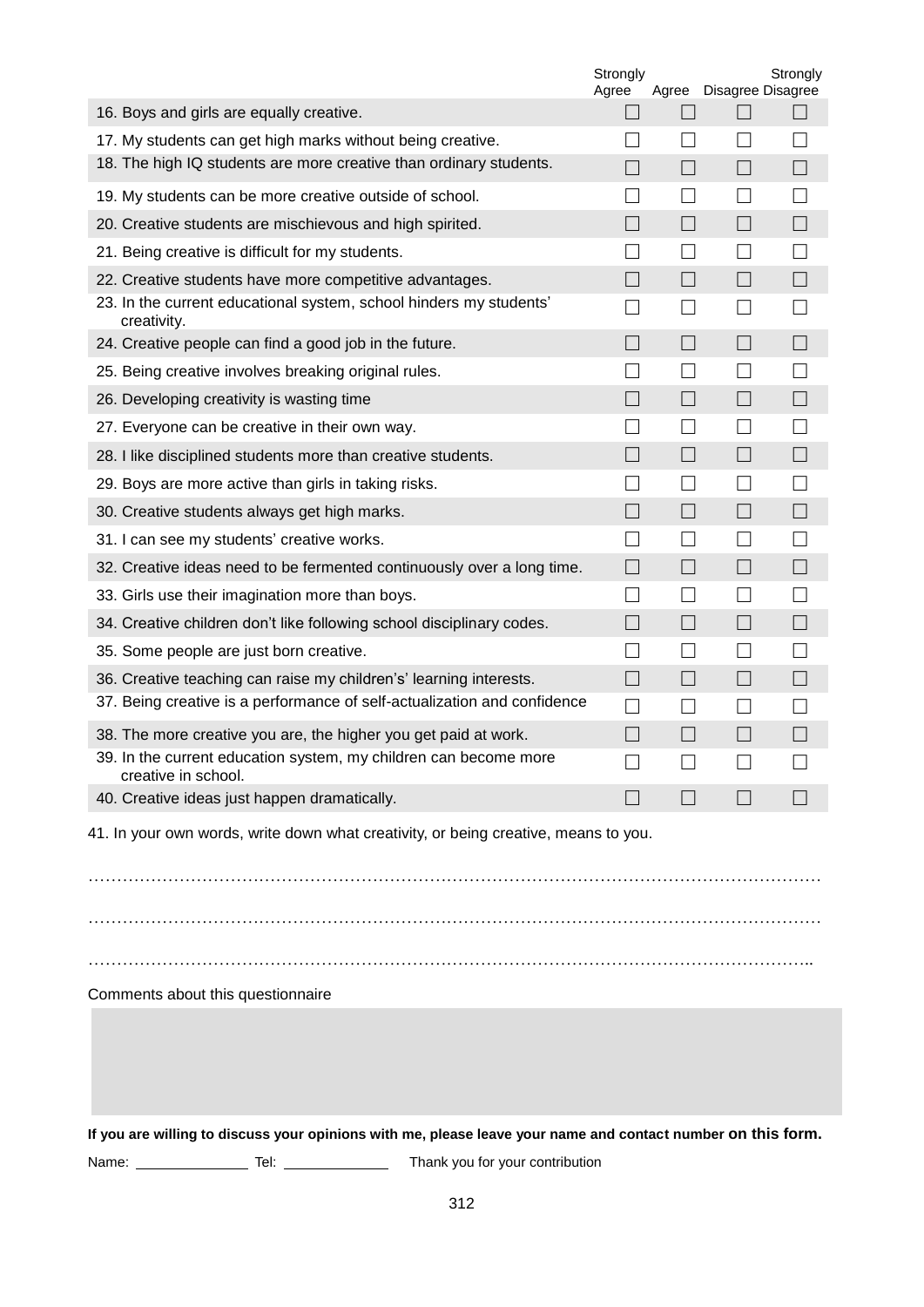| | Strongly Agree | Agree | Disagree | Strongly Disagree |
|---|---|---|---|---|
| 16. Boys and girls are equally creative. | ☐ | ☐ | ☐ | ☐ |
| 17. My students can get high marks without being creative. | ☐ | ☐ | ☐ | ☐ |
| 18. The high IQ students are more creative than ordinary students. | ☐ | ☐ | ☐ | ☐ |
| 19. My students can be more creative outside of school. | ☐ | ☐ | ☐ | ☐ |
| 20. Creative students are mischievous and high spirited. | ☐ | ☐ | ☐ | ☐ |
| 21. Being creative is difficult for my students. | ☐ | ☐ | ☐ | ☐ |
| 22. Creative students have more competitive advantages. | ☐ | ☐ | ☐ | ☐ |
| 23. In the current educational system, school hinders my students' creativity. | ☐ | ☐ | ☐ | ☐ |
| 24. Creative people can find a good job in the future. | ☐ | ☐ | ☐ | ☐ |
| 25. Being creative involves breaking original rules. | ☐ | ☐ | ☐ | ☐ |
| 26. Developing creativity is wasting time | ☐ | ☐ | ☐ | ☐ |
| 27. Everyone can be creative in their own way. | ☐ | ☐ | ☐ | ☐ |
| 28. I like disciplined students more than creative students. | ☐ | ☐ | ☐ | ☐ |
| 29. Boys are more active than girls in taking risks. | ☐ | ☐ | ☐ | ☐ |
| 30. Creative students always get high marks. | ☐ | ☐ | ☐ | ☐ |
| 31. I can see my students' creative works. | ☐ | ☐ | ☐ | ☐ |
| 32. Creative ideas need to be fermented continuously over a long time. | ☐ | ☐ | ☐ | ☐ |
| 33. Girls use their imagination more than boys. | ☐ | ☐ | ☐ | ☐ |
| 34. Creative children don't like following school disciplinary codes. | ☐ | ☐ | ☐ | ☐ |
| 35. Some people are just born creative. | ☐ | ☐ | ☐ | ☐ |
| 36. Creative teaching can raise my children's' learning interests. | ☐ | ☐ | ☐ | ☐ |
| 37. Being creative is a performance of self-actualization and confidence | ☐ | ☐ | ☐ | ☐ |
| 38. The more creative you are, the higher you get paid at work. | ☐ | ☐ | ☐ | ☐ |
| 39. In the current education system, my children can become more creative in school. | ☐ | ☐ | ☐ | ☐ |
| 40. Creative ideas just happen dramatically. | ☐ | ☐ | ☐ | ☐ |

41. In your own words, write down what creativity, or being creative, means to you.

…………………………………………………………………………………………………………………

…………………………………………………………………………………………………………………

…………………………………………………………………………………………………………………..

Comments about this questionnaire

**If you are willing to discuss your opinions with me, please leave your name and contact number on this form.**

Name: ______________ Tel: _____________ Thank you for your contribution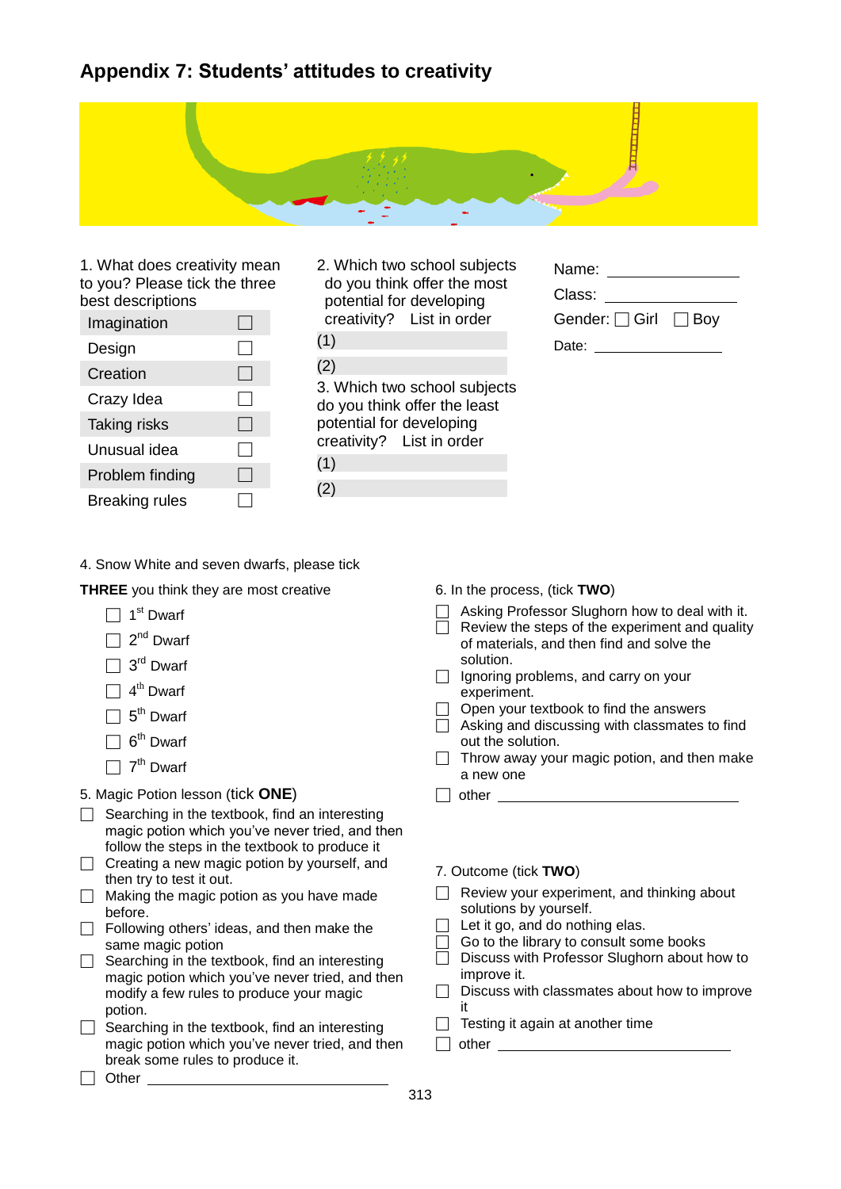## Appendix 7: Students' attitudes to creativity

Name: ____________

Class: ____________

Gender: ☐ Girl ☐ Boy

Date: ____________

1. What does creativity mean to you? Please tick the three best descriptions

| | |
|---|---|
| Imagination | ☐ |
| Design | ☐ |
| Creation | ☐ |
| Crazy Idea | ☐ |
| Taking risks | ☐ |
| Unusual idea | ☐ |
| Problem finding | ☐ |
| Breaking rules | ☐ |

2. Which two school subjects do you think offer the most potential for developing creativity? List in order

(1)

(2)

3. Which two school subjects do you think offer the least potential for developing creativity? List in order

(1)

(2)

4. Snow White and seven dwarfs, please tick **THREE** you think they are most creative

- ☐ 1st Dwarf
- ☐ 2nd Dwarf
- ☐ 3rd Dwarf
- ☐ 4th Dwarf
- ☐ 5th Dwarf
- ☐ 6th Dwarf
- ☐ 7th Dwarf

5. Magic Potion lesson (tick **ONE**)

- ☐ Searching in the textbook, find an interesting magic potion which you've never tried, and then follow the steps in the textbook to produce it
- ☐ Creating a new magic potion by yourself, and then try to test it out.
- ☐ Making the magic potion as you have made before.
- ☐ Following others' ideas, and then make the same magic potion
- ☐ Searching in the textbook, find an interesting magic potion which you've never tried, and then modify a few rules to produce your magic potion.
- ☐ Searching in the textbook, find an interesting magic potion which you've never tried, and then break some rules to produce it.
- ☐ Other ____________

6. In the process, (tick **TWO**)

- ☐ Asking Professor Slughorn how to deal with it.
- ☐ Review the steps of the experiment and quality of materials, and then find and solve the solution.
- ☐ Ignoring problems, and carry on your experiment.
- ☐ Open your textbook to find the answers
- ☐ Asking and discussing with classmates to find out the solution.
- ☐ Throw away your magic potion, and then make a new one
- ☐ other ____________

7. Outcome (tick **TWO**)

- ☐ Review your experiment, and thinking about solutions by yourself.
- ☐ Let it go, and do nothing elas.
- ☐ Go to the library to consult some books
- ☐ Discuss with Professor Slughorn about how to improve it.
- ☐ Discuss with classmates about how to improve it
- ☐ Testing it again at another time
- ☐ other ____________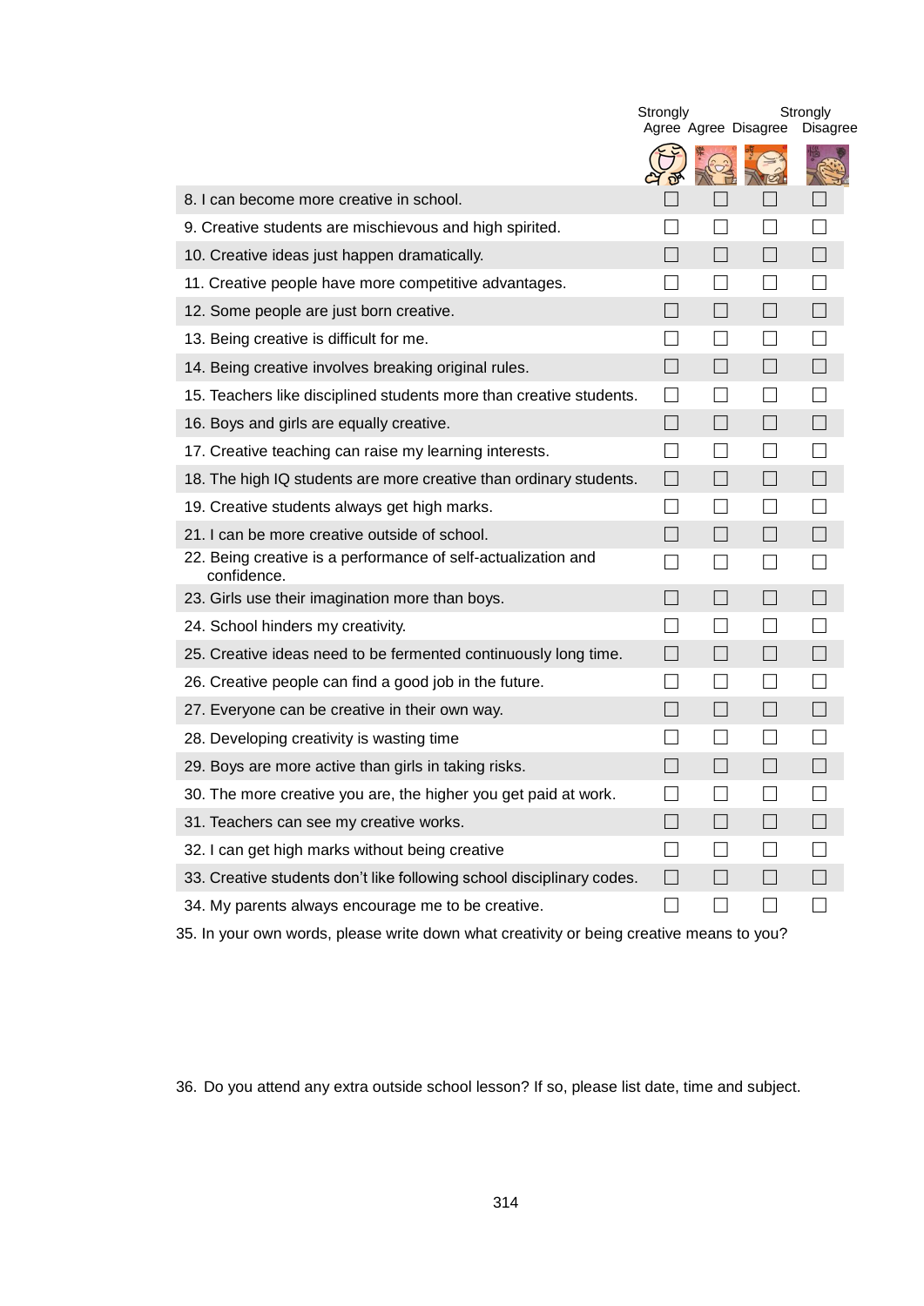| | Strongly Agree | Agree | Disagree | Strongly Disagree |
|---|---|---|---|---|
| 8. I can become more creative in school. | ☐ | ☐ | ☐ | ☐ |
| 9. Creative students are mischievous and high spirited. | ☐ | ☐ | ☐ | ☐ |
| 10. Creative ideas just happen dramatically. | ☐ | ☐ | ☐ | ☐ |
| 11. Creative people have more competitive advantages. | ☐ | ☐ | ☐ | ☐ |
| 12. Some people are just born creative. | ☐ | ☐ | ☐ | ☐ |
| 13. Being creative is difficult for me. | ☐ | ☐ | ☐ | ☐ |
| 14. Being creative involves breaking original rules. | ☐ | ☐ | ☐ | ☐ |
| 15. Teachers like disciplined students more than creative students. | ☐ | ☐ | ☐ | ☐ |
| 16. Boys and girls are equally creative. | ☐ | ☐ | ☐ | ☐ |
| 17. Creative teaching can raise my learning interests. | ☐ | ☐ | ☐ | ☐ |
| 18. The high IQ students are more creative than ordinary students. | ☐ | ☐ | ☐ | ☐ |
| 19. Creative students always get high marks. | ☐ | ☐ | ☐ | ☐ |
| 21. I can be more creative outside of school. | ☐ | ☐ | ☐ | ☐ |
| 22. Being creative is a performance of self-actualization and confidence. | ☐ | ☐ | ☐ | ☐ |
| 23. Girls use their imagination more than boys. | ☐ | ☐ | ☐ | ☐ |
| 24. School hinders my creativity. | ☐ | ☐ | ☐ | ☐ |
| 25. Creative ideas need to be fermented continuously long time. | ☐ | ☐ | ☐ | ☐ |
| 26. Creative people can find a good job in the future. | ☐ | ☐ | ☐ | ☐ |
| 27. Everyone can be creative in their own way. | ☐ | ☐ | ☐ | ☐ |
| 28. Developing creativity is wasting time | ☐ | ☐ | ☐ | ☐ |
| 29. Boys are more active than girls in taking risks. | ☐ | ☐ | ☐ | ☐ |
| 30. The more creative you are, the higher you get paid at work. | ☐ | ☐ | ☐ | ☐ |
| 31. Teachers can see my creative works. | ☐ | ☐ | ☐ | ☐ |
| 32. I can get high marks without being creative | ☐ | ☐ | ☐ | ☐ |
| 33. Creative students don't like following school disciplinary codes. | ☐ | ☐ | ☐ | ☐ |
| 34. My parents always encourage me to be creative. | ☐ | ☐ | ☐ | ☐ |

35. In your own words, please write down what creativity or being creative means to you?

36. Do you attend any extra outside school lesson? If so, please list date, time and subject.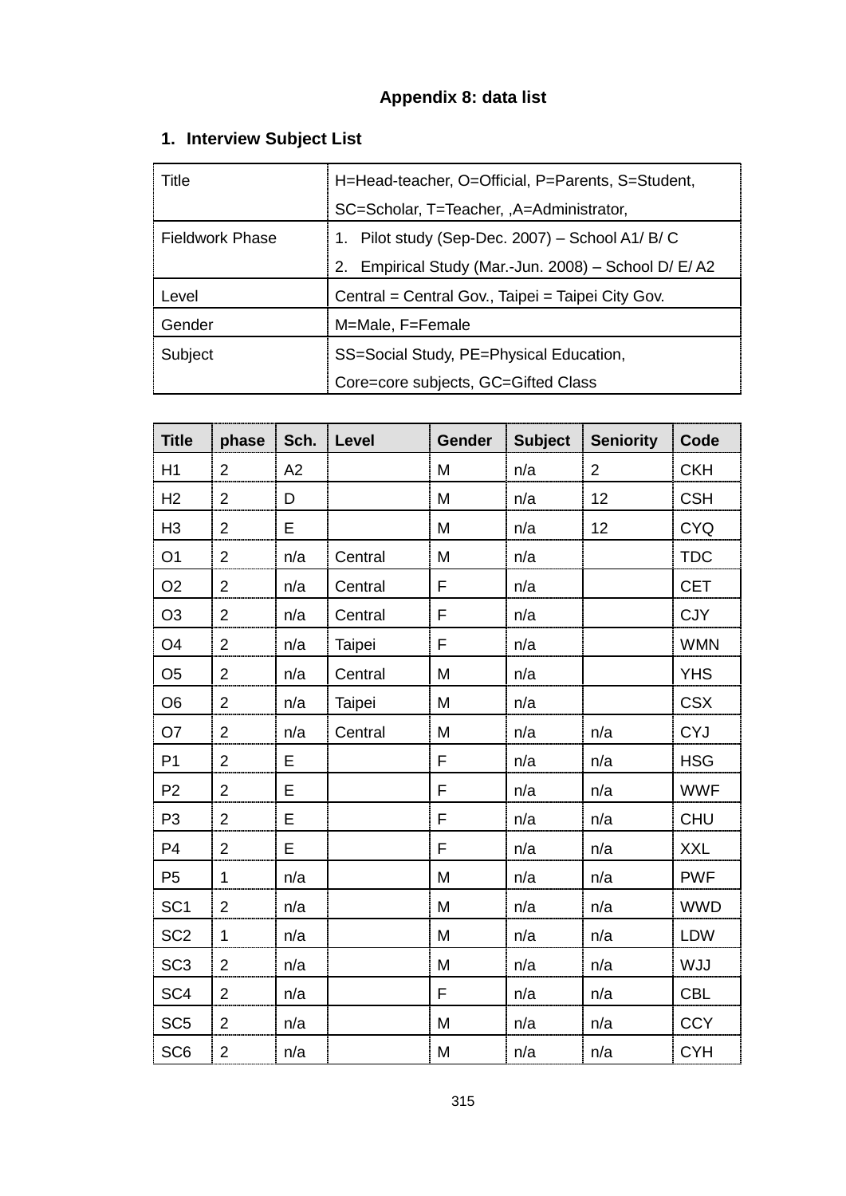**Appendix 8: data list**

## 1. Interview Subject List

| Title | H=Head-teacher, O=Official, P=Parents, S=Student, SC=Scholar, T=Teacher, ,A=Administrator, |
|---|---|
| Fieldwork Phase | 1. Pilot study (Sep-Dec. 2007) – School A1/ B/ C<br>2. Empirical Study (Mar.-Jun. 2008) – School D/ E/ A2 |
| Level | Central = Central Gov., Taipei = Taipei City Gov. |
| Gender | M=Male, F=Female |
| Subject | SS=Social Study, PE=Physical Education,<br>Core=core subjects, GC=Gifted Class |

| Title | phase | Sch. | Level | Gender | Subject | Seniority | Code |
|---|---|---|---|---|---|---|---|
| H1 | 2 | A2 | | M | n/a | 2 | CKH |
| H2 | 2 | D | | M | n/a | 12 | CSH |
| H3 | 2 | E | | M | n/a | 12 | CYQ |
| O1 | 2 | n/a | Central | M | n/a | | TDC |
| O2 | 2 | n/a | Central | F | n/a | | CET |
| O3 | 2 | n/a | Central | F | n/a | | CJY |
| O4 | 2 | n/a | Taipei | F | n/a | | WMN |
| O5 | 2 | n/a | Central | M | n/a | | YHS |
| O6 | 2 | n/a | Taipei | M | n/a | | CSX |
| O7 | 2 | n/a | Central | M | n/a | n/a | CYJ |
| P1 | 2 | E | | F | n/a | n/a | HSG |
| P2 | 2 | E | | F | n/a | n/a | WWF |
| P3 | 2 | E | | F | n/a | n/a | CHU |
| P4 | 2 | E | | F | n/a | n/a | XXL |
| P5 | 1 | n/a | | M | n/a | n/a | PWF |
| SC1 | 2 | n/a | | M | n/a | n/a | WWD |
| SC2 | 1 | n/a | | M | n/a | n/a | LDW |
| SC3 | 2 | n/a | | M | n/a | n/a | WJJ |
| SC4 | 2 | n/a | | F | n/a | n/a | CBL |
| SC5 | 2 | n/a | | M | n/a | n/a | CCY |
| SC6 | 2 | n/a | | M | n/a | n/a | CYH |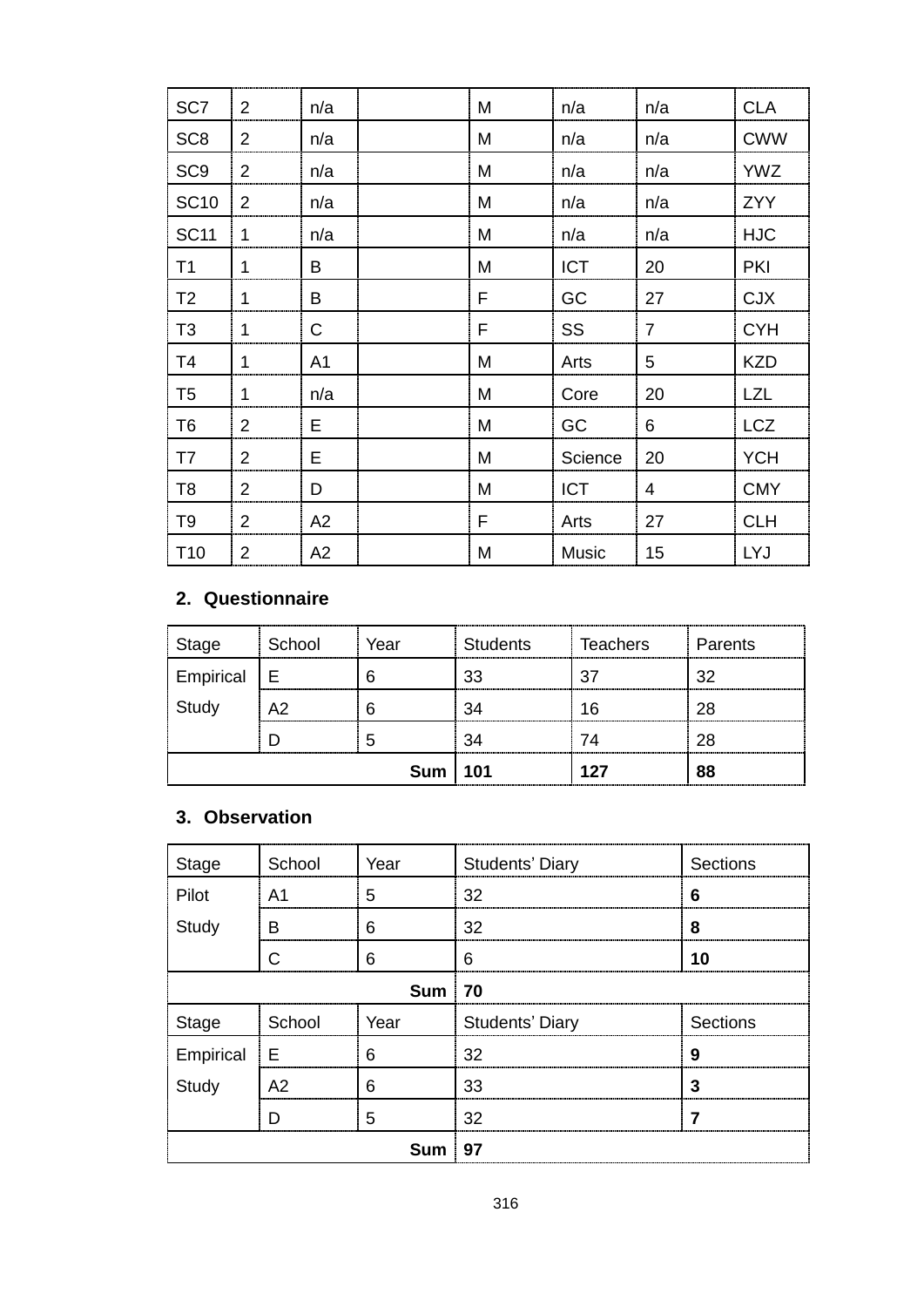| | | | | | | | |
|---|---|---|---|---|---|---|---|
| SC7 | 2 | n/a | | M | n/a | n/a | CLA |
| SC8 | 2 | n/a | | M | n/a | n/a | CWW |
| SC9 | 2 | n/a | | M | n/a | n/a | YWZ |
| SC10 | 2 | n/a | | M | n/a | n/a | ZYY |
| SC11 | 1 | n/a | | M | n/a | n/a | HJC |
| T1 | 1 | B | | M | ICT | 20 | PKI |
| T2 | 1 | B | | F | GC | 27 | CJX |
| T3 | 1 | C | | F | SS | 7 | CYH |
| T4 | 1 | A1 | | M | Arts | 5 | KZD |
| T5 | 1 | n/a | | M | Core | 20 | LZL |
| T6 | 2 | E | | M | GC | 6 | LCZ |
| T7 | 2 | E | | M | Science | 20 | YCH |
| T8 | 2 | D | | M | ICT | 4 | CMY |
| T9 | 2 | A2 | | F | Arts | 27 | CLH |
| T10 | 2 | A2 | | M | Music | 15 | LYJ |

## 2. Questionnaire

| Stage | School | Year | Students | Teachers | Parents |
|---|---|---|---|---|---|
| Empirical Study | E | 6 | 33 | 37 | 32 |
| | A2 | 6 | 34 | 16 | 28 |
| | D | 5 | 34 | 74 | 28 |
| | | **Sum** | **101** | **127** | **88** |

## 3. Observation

| Stage | School | Year | Students' Diary | Sections |
|---|---|---|---|---|
| Pilot Study | A1 | 5 | 32 | **6** |
| | B | 6 | 32 | **8** |
| | C | 6 | 6 | **10** |
| | | **Sum** | **70** | |
| Stage | School | Year | Students' Diary | Sections |
| Empirical Study | E | 6 | 32 | **9** |
| | A2 | 6 | 33 | **3** |
| | D | 5 | 32 | **7** |
| | | **Sum** | **97** | |